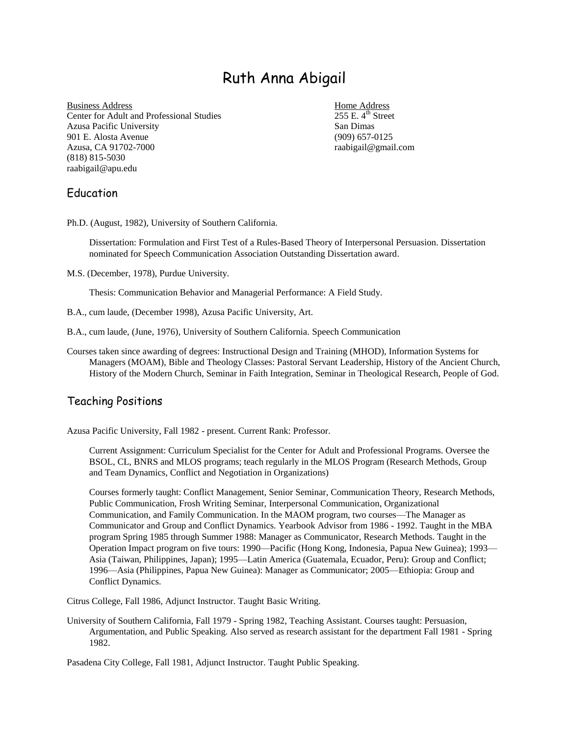# Ruth Anna Abigail

Business Address
Center for Adult and Professional Studies
Azusa Pacific University
901 E. Alosta Avenue
Azusa, CA 91702-7000
(818) 815-5030
raabigail@apu.edu

Home Address
255 E. 4th Street
San Dimas
(909) 657-0125
raabigail@gmail.com

## Education

Ph.D. (August, 1982), University of Southern California.

> Dissertation: Formulation and First Test of a Rules-Based Theory of Interpersonal Persuasion. Dissertation nominated for Speech Communication Association Outstanding Dissertation award.

M.S. (December, 1978), Purdue University.

> Thesis: Communication Behavior and Managerial Performance: A Field Study.

B.A., cum laude, (December 1998), Azusa Pacific University, Art.

B.A., cum laude, (June, 1976), University of Southern California. Speech Communication

Courses taken since awarding of degrees: Instructional Design and Training (MHOD), Information Systems for Managers (MOAM), Bible and Theology Classes: Pastoral Servant Leadership, History of the Ancient Church, History of the Modern Church, Seminar in Faith Integration, Seminar in Theological Research, People of God.

## Teaching Positions

Azusa Pacific University, Fall 1982 - present. Current Rank: Professor.

> Current Assignment: Curriculum Specialist for the Center for Adult and Professional Programs. Oversee the BSOL, CL, BNRS and MLOS programs; teach regularly in the MLOS Program (Research Methods, Group and Team Dynamics, Conflict and Negotiation in Organizations)
>
> Courses formerly taught: Conflict Management, Senior Seminar, Communication Theory, Research Methods, Public Communication, Frosh Writing Seminar, Interpersonal Communication, Organizational Communication, and Family Communication. In the MAOM program, two courses—The Manager as Communicator and Group and Conflict Dynamics. Yearbook Advisor from 1986 - 1992. Taught in the MBA program Spring 1985 through Summer 1988: Manager as Communicator, Research Methods. Taught in the Operation Impact program on five tours: 1990—Pacific (Hong Kong, Indonesia, Papua New Guinea); 1993—Asia (Taiwan, Philippines, Japan); 1995—Latin America (Guatemala, Ecuador, Peru): Group and Conflict; 1996—Asia (Philippines, Papua New Guinea): Manager as Communicator; 2005—Ethiopia: Group and Conflict Dynamics.

Citrus College, Fall 1986, Adjunct Instructor. Taught Basic Writing.

University of Southern California, Fall 1979 - Spring 1982, Teaching Assistant. Courses taught: Persuasion, Argumentation, and Public Speaking. Also served as research assistant for the department Fall 1981 - Spring 1982.

Pasadena City College, Fall 1981, Adjunct Instructor. Taught Public Speaking.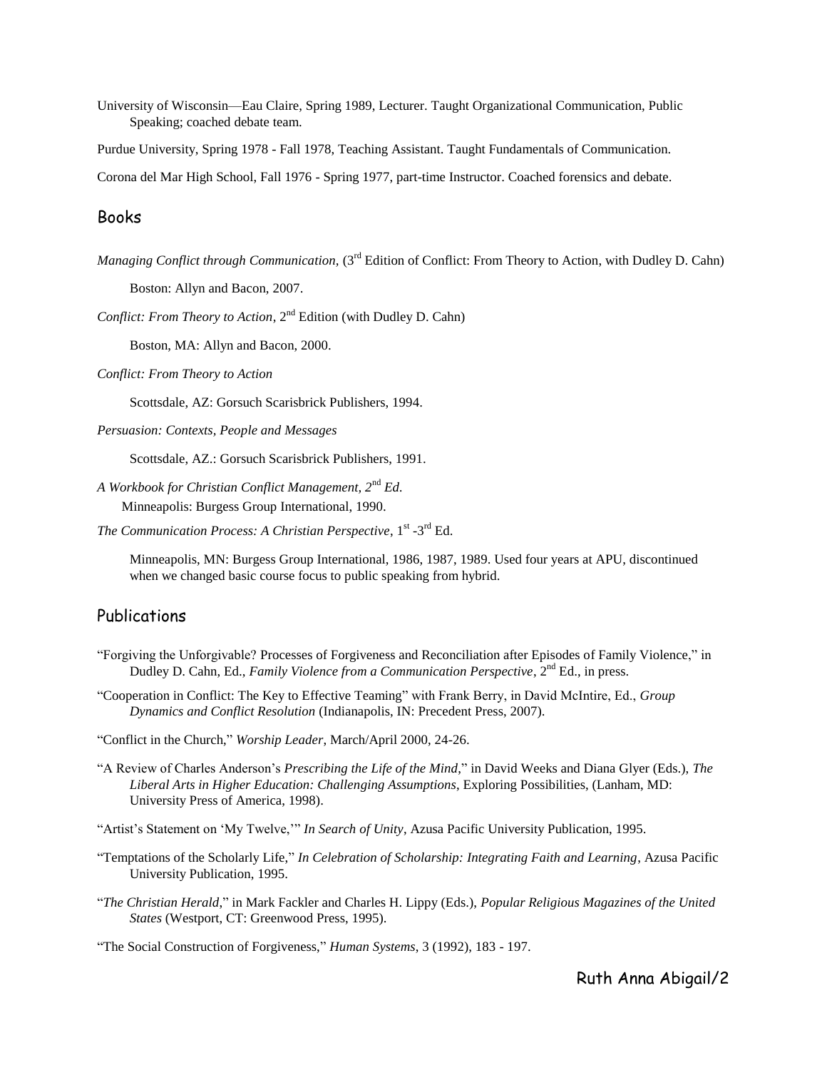University of Wisconsin—Eau Claire, Spring 1989, Lecturer. Taught Organizational Communication, Public Speaking; coached debate team.

Purdue University, Spring 1978 - Fall 1978, Teaching Assistant. Taught Fundamentals of Communication.

Corona del Mar High School, Fall 1976 - Spring 1977, part-time Instructor. Coached forensics and debate.

## Books

*Managing Conflict through Communication*, (3rd Edition of Conflict: From Theory to Action, with Dudley D. Cahn)

Boston: Allyn and Bacon, 2007.

*Conflict: From Theory to Action*, 2nd Edition (with Dudley D. Cahn)

Boston, MA: Allyn and Bacon, 2000.

*Conflict: From Theory to Action*

Scottsdale, AZ: Gorsuch Scarisbrick Publishers, 1994.

*Persuasion: Contexts, People and Messages*

Scottsdale, AZ.: Gorsuch Scarisbrick Publishers, 1991.

*A Workbook for Christian Conflict Management, 2nd Ed.*

Minneapolis: Burgess Group International, 1990.

*The Communication Process: A Christian Perspective*, 1st -3rd Ed.

Minneapolis, MN: Burgess Group International, 1986, 1987, 1989. Used four years at APU, discontinued when we changed basic course focus to public speaking from hybrid.

## Publications

"Forgiving the Unforgivable? Processes of Forgiveness and Reconciliation after Episodes of Family Violence," in Dudley D. Cahn, Ed., *Family Violence from a Communication Perspective*, 2nd Ed., in press.

"Cooperation in Conflict: The Key to Effective Teaming" with Frank Berry, in David McIntire, Ed., *Group Dynamics and Conflict Resolution* (Indianapolis, IN: Precedent Press, 2007).

"Conflict in the Church," *Worship Leader*, March/April 2000, 24-26.

"A Review of Charles Anderson's *Prescribing the Life of the Mind*," in David Weeks and Diana Glyer (Eds.), *The Liberal Arts in Higher Education: Challenging Assumptions*, Exploring Possibilities, (Lanham, MD: University Press of America, 1998).

"Artist's Statement on 'My Twelve,'" *In Search of Unity*, Azusa Pacific University Publication, 1995.

"Temptations of the Scholarly Life," *In Celebration of Scholarship: Integrating Faith and Learning*, Azusa Pacific University Publication, 1995.

"*The Christian Herald*," in Mark Fackler and Charles H. Lippy (Eds.), *Popular Religious Magazines of the United States* (Westport, CT: Greenwood Press, 1995).

"The Social Construction of Forgiveness," *Human Systems*, 3 (1992), 183 - 197.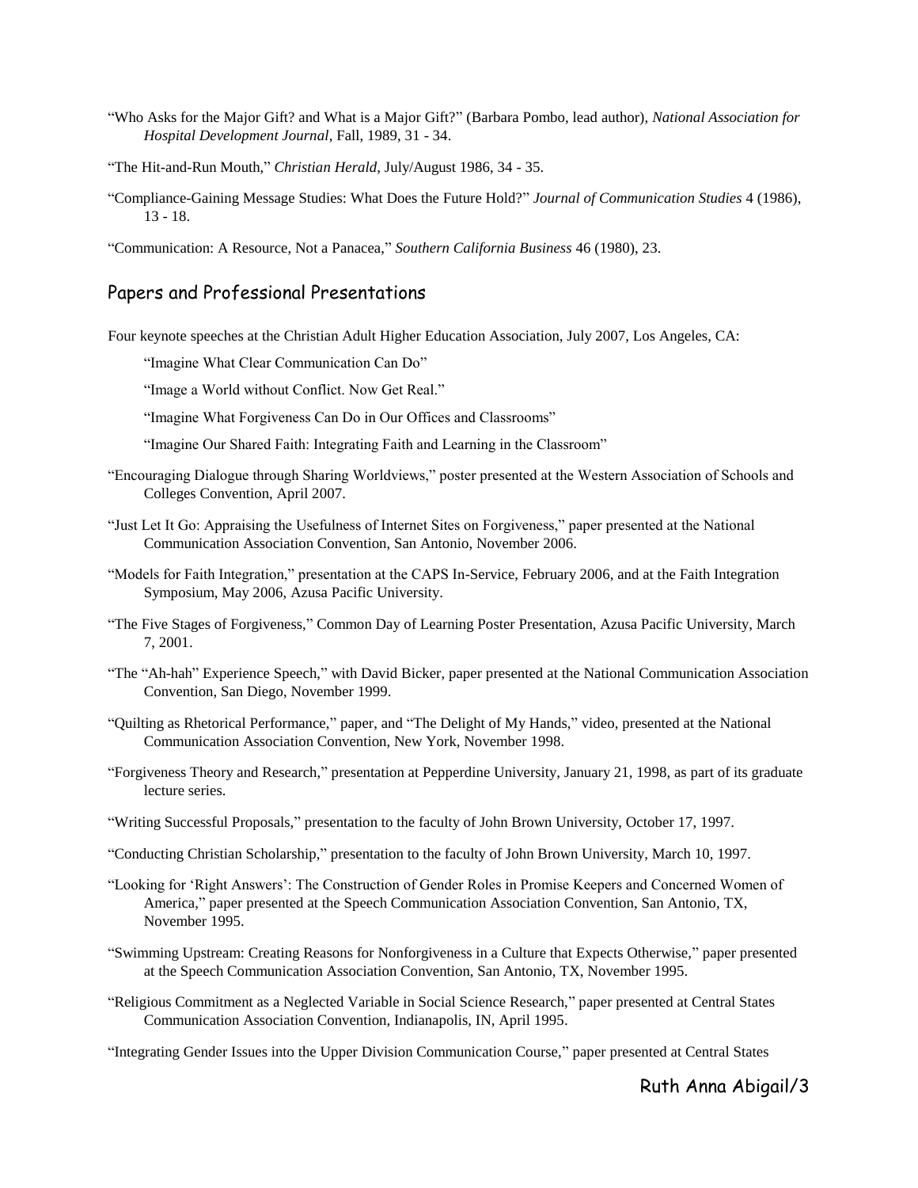"Who Asks for the Major Gift? and What is a Major Gift?" (Barbara Pombo, lead author), *National Association for Hospital Development Journal*, Fall, 1989, 31 - 34.

"The Hit-and-Run Mouth," *Christian Herald*, July/August 1986, 34 - 35.

"Compliance-Gaining Message Studies: What Does the Future Hold?" *Journal of Communication Studies* 4 (1986), 13 - 18.

"Communication: A Resource, Not a Panacea," *Southern California Business* 46 (1980), 23.

## Papers and Professional Presentations

Four keynote speeches at the Christian Adult Higher Education Association, July 2007, Los Angeles, CA:

"Imagine What Clear Communication Can Do"

"Image a World without Conflict. Now Get Real."

"Imagine What Forgiveness Can Do in Our Offices and Classrooms"

"Imagine Our Shared Faith: Integrating Faith and Learning in the Classroom"

"Encouraging Dialogue through Sharing Worldviews," poster presented at the Western Association of Schools and Colleges Convention, April 2007.

"Just Let It Go: Appraising the Usefulness of Internet Sites on Forgiveness," paper presented at the National Communication Association Convention, San Antonio, November 2006.

"Models for Faith Integration," presentation at the CAPS In-Service, February 2006, and at the Faith Integration Symposium, May 2006, Azusa Pacific University.

"The Five Stages of Forgiveness," Common Day of Learning Poster Presentation, Azusa Pacific University, March 7, 2001.

"The "Ah-hah" Experience Speech," with David Bicker, paper presented at the National Communication Association Convention, San Diego, November 1999.

"Quilting as Rhetorical Performance," paper, and "The Delight of My Hands," video, presented at the National Communication Association Convention, New York, November 1998.

"Forgiveness Theory and Research," presentation at Pepperdine University, January 21, 1998, as part of its graduate lecture series.

"Writing Successful Proposals," presentation to the faculty of John Brown University, October 17, 1997.

"Conducting Christian Scholarship," presentation to the faculty of John Brown University, March 10, 1997.

"Looking for 'Right Answers': The Construction of Gender Roles in Promise Keepers and Concerned Women of America," paper presented at the Speech Communication Association Convention, San Antonio, TX, November 1995.

"Swimming Upstream: Creating Reasons for Nonforgiveness in a Culture that Expects Otherwise," paper presented at the Speech Communication Association Convention, San Antonio, TX, November 1995.

"Religious Commitment as a Neglected Variable in Social Science Research," paper presented at Central States Communication Association Convention, Indianapolis, IN, April 1995.

"Integrating Gender Issues into the Upper Division Communication Course," paper presented at Central States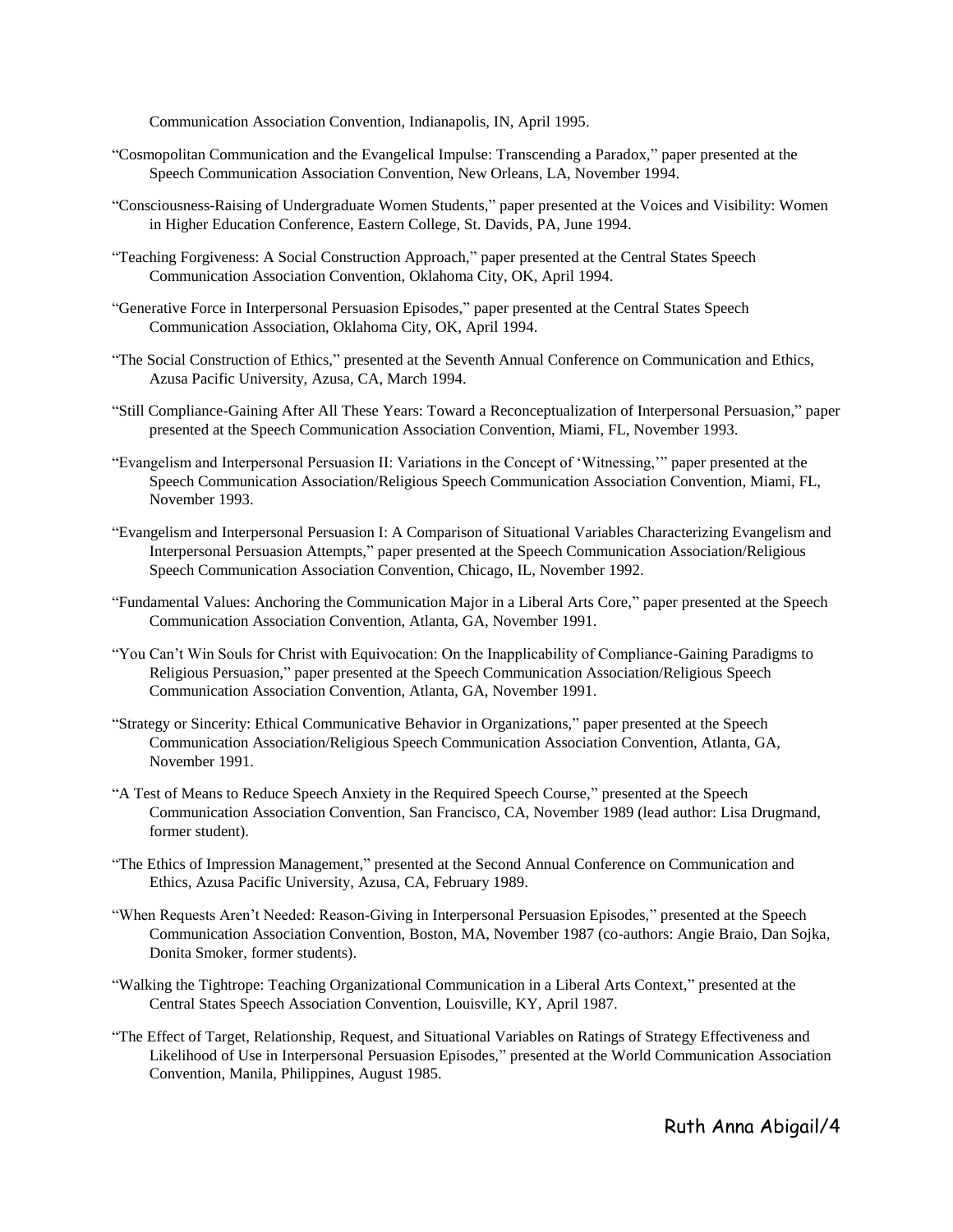Communication Association Convention, Indianapolis, IN, April 1995.

"Cosmopolitan Communication and the Evangelical Impulse: Transcending a Paradox," paper presented at the Speech Communication Association Convention, New Orleans, LA, November 1994.

"Consciousness-Raising of Undergraduate Women Students," paper presented at the Voices and Visibility: Women in Higher Education Conference, Eastern College, St. Davids, PA, June 1994.

"Teaching Forgiveness: A Social Construction Approach," paper presented at the Central States Speech Communication Association Convention, Oklahoma City, OK, April 1994.

"Generative Force in Interpersonal Persuasion Episodes," paper presented at the Central States Speech Communication Association, Oklahoma City, OK, April 1994.

"The Social Construction of Ethics," presented at the Seventh Annual Conference on Communication and Ethics, Azusa Pacific University, Azusa, CA, March 1994.

"Still Compliance-Gaining After All These Years: Toward a Reconceptualization of Interpersonal Persuasion," paper presented at the Speech Communication Association Convention, Miami, FL, November 1993.

"Evangelism and Interpersonal Persuasion II: Variations in the Concept of 'Witnessing,'" paper presented at the Speech Communication Association/Religious Speech Communication Association Convention, Miami, FL, November 1993.

"Evangelism and Interpersonal Persuasion I: A Comparison of Situational Variables Characterizing Evangelism and Interpersonal Persuasion Attempts," paper presented at the Speech Communication Association/Religious Speech Communication Association Convention, Chicago, IL, November 1992.

"Fundamental Values: Anchoring the Communication Major in a Liberal Arts Core," paper presented at the Speech Communication Association Convention, Atlanta, GA, November 1991.

"You Can't Win Souls for Christ with Equivocation: On the Inapplicability of Compliance-Gaining Paradigms to Religious Persuasion," paper presented at the Speech Communication Association/Religious Speech Communication Association Convention, Atlanta, GA, November 1991.

"Strategy or Sincerity: Ethical Communicative Behavior in Organizations," paper presented at the Speech Communication Association/Religious Speech Communication Association Convention, Atlanta, GA, November 1991.

"A Test of Means to Reduce Speech Anxiety in the Required Speech Course," presented at the Speech Communication Association Convention, San Francisco, CA, November 1989 (lead author: Lisa Drugmand, former student).

"The Ethics of Impression Management," presented at the Second Annual Conference on Communication and Ethics, Azusa Pacific University, Azusa, CA, February 1989.

"When Requests Aren't Needed: Reason-Giving in Interpersonal Persuasion Episodes," presented at the Speech Communication Association Convention, Boston, MA, November 1987 (co-authors: Angie Braio, Dan Sojka, Donita Smoker, former students).

"Walking the Tightrope: Teaching Organizational Communication in a Liberal Arts Context," presented at the Central States Speech Association Convention, Louisville, KY, April 1987.

"The Effect of Target, Relationship, Request, and Situational Variables on Ratings of Strategy Effectiveness and Likelihood of Use in Interpersonal Persuasion Episodes," presented at the World Communication Association Convention, Manila, Philippines, August 1985.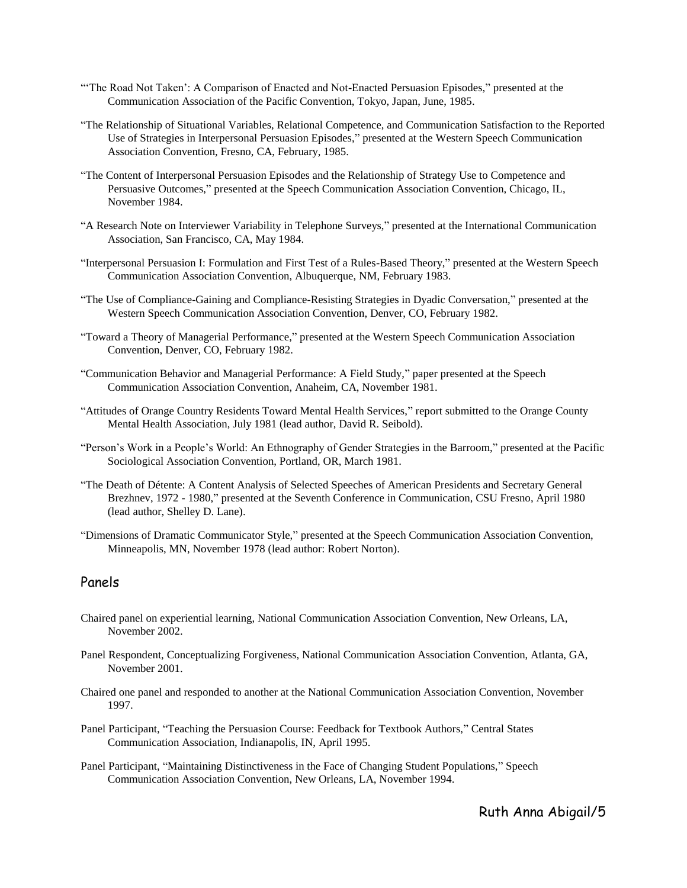"'The Road Not Taken': A Comparison of Enacted and Not-Enacted Persuasion Episodes," presented at the Communication Association of the Pacific Convention, Tokyo, Japan, June, 1985.

"The Relationship of Situational Variables, Relational Competence, and Communication Satisfaction to the Reported Use of Strategies in Interpersonal Persuasion Episodes," presented at the Western Speech Communication Association Convention, Fresno, CA, February, 1985.

"The Content of Interpersonal Persuasion Episodes and the Relationship of Strategy Use to Competence and Persuasive Outcomes," presented at the Speech Communication Association Convention, Chicago, IL, November 1984.

"A Research Note on Interviewer Variability in Telephone Surveys," presented at the International Communication Association, San Francisco, CA, May 1984.

"Interpersonal Persuasion I: Formulation and First Test of a Rules-Based Theory," presented at the Western Speech Communication Association Convention, Albuquerque, NM, February 1983.

"The Use of Compliance-Gaining and Compliance-Resisting Strategies in Dyadic Conversation," presented at the Western Speech Communication Association Convention, Denver, CO, February 1982.

"Toward a Theory of Managerial Performance," presented at the Western Speech Communication Association Convention, Denver, CO, February 1982.

"Communication Behavior and Managerial Performance: A Field Study," paper presented at the Speech Communication Association Convention, Anaheim, CA, November 1981.

"Attitudes of Orange Country Residents Toward Mental Health Services," report submitted to the Orange County Mental Health Association, July 1981 (lead author, David R. Seibold).

"Person's Work in a People's World: An Ethnography of Gender Strategies in the Barroom," presented at the Pacific Sociological Association Convention, Portland, OR, March 1981.

"The Death of Détente: A Content Analysis of Selected Speeches of American Presidents and Secretary General Brezhnev, 1972 - 1980," presented at the Seventh Conference in Communication, CSU Fresno, April 1980 (lead author, Shelley D. Lane).

"Dimensions of Dramatic Communicator Style," presented at the Speech Communication Association Convention, Minneapolis, MN, November 1978 (lead author: Robert Norton).

## Panels

Chaired panel on experiential learning, National Communication Association Convention, New Orleans, LA, November 2002.

Panel Respondent, Conceptualizing Forgiveness, National Communication Association Convention, Atlanta, GA, November 2001.

Chaired one panel and responded to another at the National Communication Association Convention, November 1997.

Panel Participant, "Teaching the Persuasion Course: Feedback for Textbook Authors," Central States Communication Association, Indianapolis, IN, April 1995.

Panel Participant, "Maintaining Distinctiveness in the Face of Changing Student Populations," Speech Communication Association Convention, New Orleans, LA, November 1994.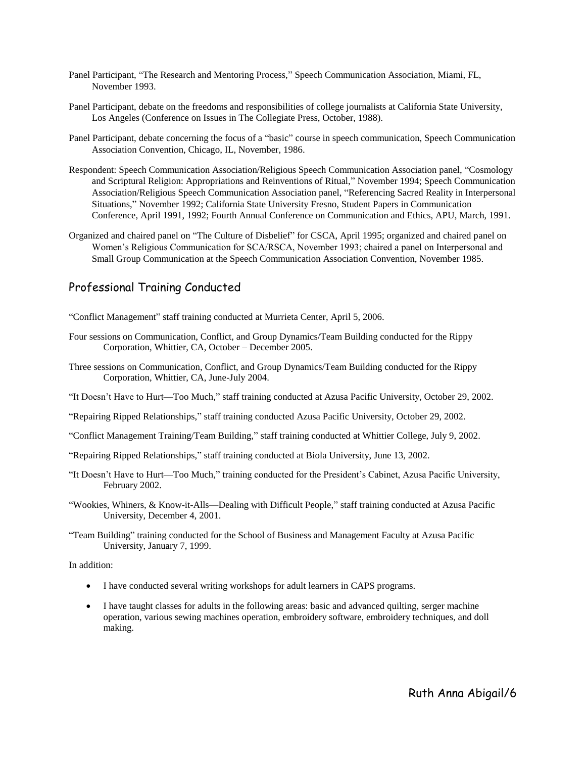Panel Participant, “The Research and Mentoring Process,” Speech Communication Association, Miami, FL, November 1993.

Panel Participant, debate on the freedoms and responsibilities of college journalists at California State University, Los Angeles (Conference on Issues in The Collegiate Press, October, 1988).

Panel Participant, debate concerning the focus of a “basic” course in speech communication, Speech Communication Association Convention, Chicago, IL, November, 1986.

Respondent: Speech Communication Association/Religious Speech Communication Association panel, “Cosmology and Scriptural Religion: Appropriations and Reinventions of Ritual,” November 1994; Speech Communication Association/Religious Speech Communication Association panel, “Referencing Sacred Reality in Interpersonal Situations,” November 1992; California State University Fresno, Student Papers in Communication Conference, April 1991, 1992; Fourth Annual Conference on Communication and Ethics, APU, March, 1991.

Organized and chaired panel on “The Culture of Disbelief” for CSCA, April 1995; organized and chaired panel on Women’s Religious Communication for SCA/RSCA, November 1993; chaired a panel on Interpersonal and Small Group Communication at the Speech Communication Association Convention, November 1985.

## Professional Training Conducted

“Conflict Management” staff training conducted at Murrieta Center, April 5, 2006.

Four sessions on Communication, Conflict, and Group Dynamics/Team Building conducted for the Rippy Corporation, Whittier, CA, October – December 2005.

Three sessions on Communication, Conflict, and Group Dynamics/Team Building conducted for the Rippy Corporation, Whittier, CA, June-July 2004.

“It Doesn’t Have to Hurt—Too Much,” staff training conducted at Azusa Pacific University, October 29, 2002.

“Repairing Ripped Relationships,” staff training conducted Azusa Pacific University, October 29, 2002.

“Conflict Management Training/Team Building,” staff training conducted at Whittier College, July 9, 2002.

“Repairing Ripped Relationships,” staff training conducted at Biola University, June 13, 2002.

“It Doesn’t Have to Hurt—Too Much,” training conducted for the President’s Cabinet, Azusa Pacific University, February 2002.

“Wookies, Whiners, & Know-it-Alls—Dealing with Difficult People,” staff training conducted at Azusa Pacific University, December 4, 2001.

“Team Building” training conducted for the School of Business and Management Faculty at Azusa Pacific University, January 7, 1999.

In addition:

- I have conducted several writing workshops for adult learners in CAPS programs.
- I have taught classes for adults in the following areas: basic and advanced quilting, serger machine operation, various sewing machines operation, embroidery software, embroidery techniques, and doll making.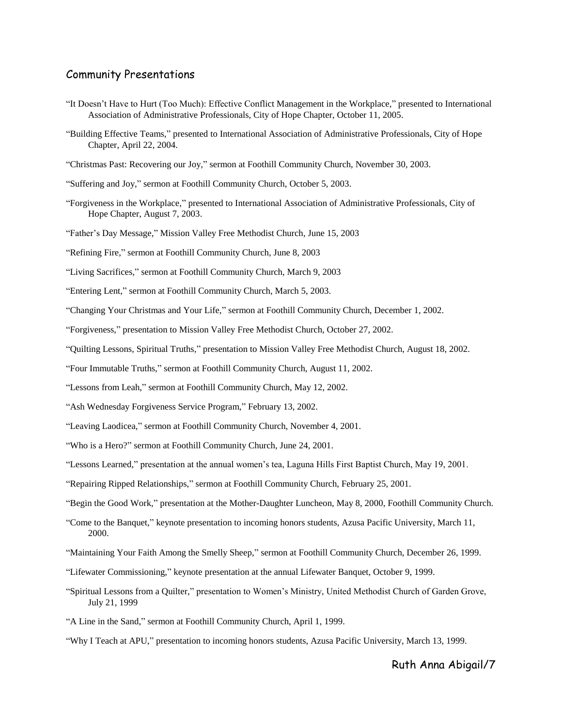## Community Presentations

"It Doesn't Have to Hurt (Too Much): Effective Conflict Management in the Workplace," presented to International Association of Administrative Professionals, City of Hope Chapter, October 11, 2005.

"Building Effective Teams," presented to International Association of Administrative Professionals, City of Hope Chapter, April 22, 2004.

"Christmas Past: Recovering our Joy," sermon at Foothill Community Church, November 30, 2003.

"Suffering and Joy," sermon at Foothill Community Church, October 5, 2003.

"Forgiveness in the Workplace," presented to International Association of Administrative Professionals, City of Hope Chapter, August 7, 2003.

"Father's Day Message," Mission Valley Free Methodist Church, June 15, 2003

"Refining Fire," sermon at Foothill Community Church, June 8, 2003

"Living Sacrifices," sermon at Foothill Community Church, March 9, 2003

"Entering Lent," sermon at Foothill Community Church, March 5, 2003.

"Changing Your Christmas and Your Life," sermon at Foothill Community Church, December 1, 2002.

"Forgiveness," presentation to Mission Valley Free Methodist Church, October 27, 2002.

"Quilting Lessons, Spiritual Truths," presentation to Mission Valley Free Methodist Church, August 18, 2002.

"Four Immutable Truths," sermon at Foothill Community Church, August 11, 2002.

"Lessons from Leah," sermon at Foothill Community Church, May 12, 2002.

"Ash Wednesday Forgiveness Service Program," February 13, 2002.

"Leaving Laodicea," sermon at Foothill Community Church, November 4, 2001.

"Who is a Hero?" sermon at Foothill Community Church, June 24, 2001.

"Lessons Learned," presentation at the annual women's tea, Laguna Hills First Baptist Church, May 19, 2001.

"Repairing Ripped Relationships," sermon at Foothill Community Church, February 25, 2001.

"Begin the Good Work," presentation at the Mother-Daughter Luncheon, May 8, 2000, Foothill Community Church.

"Come to the Banquet," keynote presentation to incoming honors students, Azusa Pacific University, March 11, 2000.

"Maintaining Your Faith Among the Smelly Sheep," sermon at Foothill Community Church, December 26, 1999.

"Lifewater Commissioning," keynote presentation at the annual Lifewater Banquet, October 9, 1999.

"Spiritual Lessons from a Quilter," presentation to Women's Ministry, United Methodist Church of Garden Grove, July 21, 1999

"A Line in the Sand," sermon at Foothill Community Church, April 1, 1999.

"Why I Teach at APU," presentation to incoming honors students, Azusa Pacific University, March 13, 1999.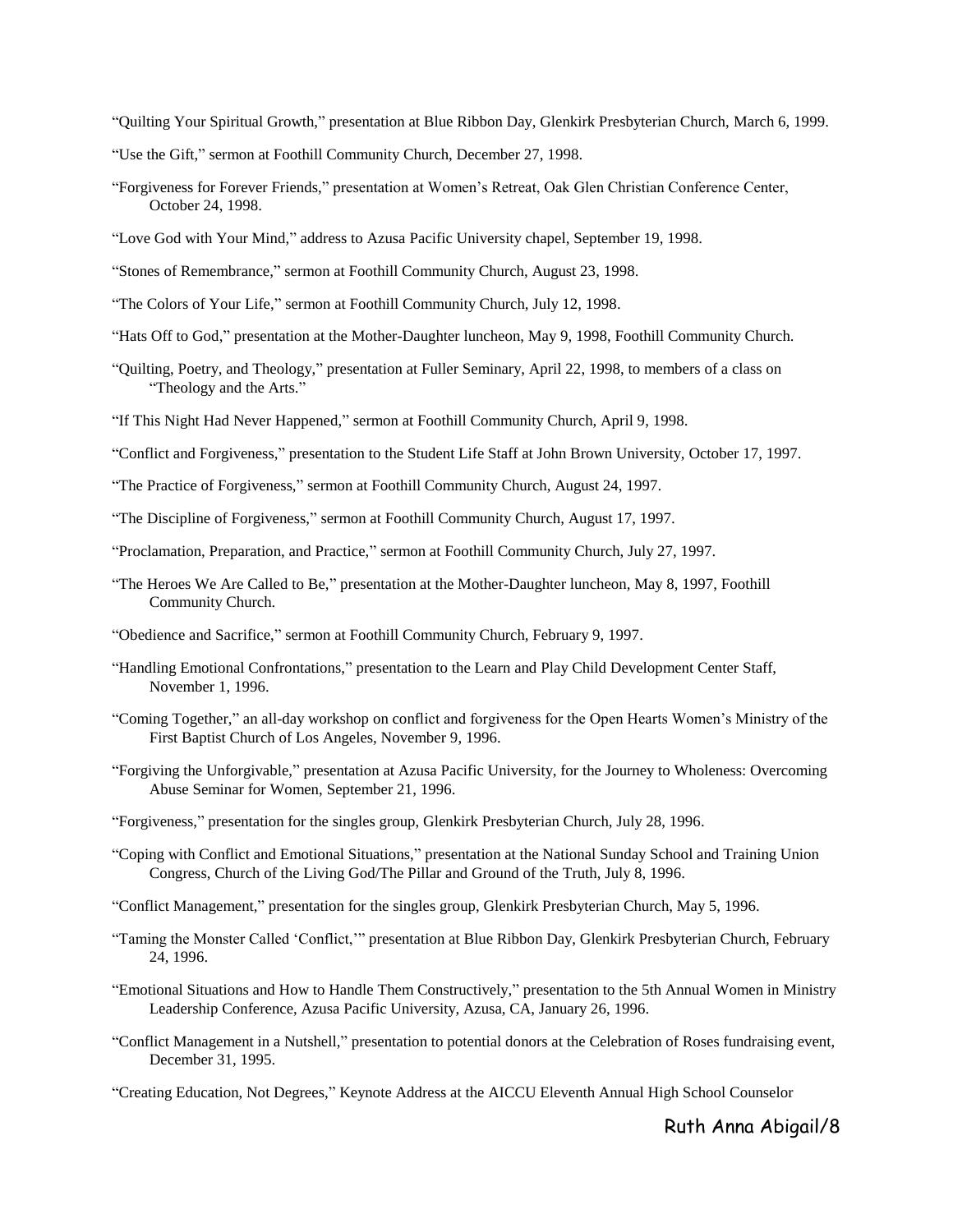"Quilting Your Spiritual Growth," presentation at Blue Ribbon Day, Glenkirk Presbyterian Church, March 6, 1999.

"Use the Gift," sermon at Foothill Community Church, December 27, 1998.

"Forgiveness for Forever Friends," presentation at Women's Retreat, Oak Glen Christian Conference Center, October 24, 1998.

"Love God with Your Mind," address to Azusa Pacific University chapel, September 19, 1998.

"Stones of Remembrance," sermon at Foothill Community Church, August 23, 1998.

"The Colors of Your Life," sermon at Foothill Community Church, July 12, 1998.

"Hats Off to God," presentation at the Mother-Daughter luncheon, May 9, 1998, Foothill Community Church.

"Quilting, Poetry, and Theology," presentation at Fuller Seminary, April 22, 1998, to members of a class on "Theology and the Arts."

"If This Night Had Never Happened," sermon at Foothill Community Church, April 9, 1998.

"Conflict and Forgiveness," presentation to the Student Life Staff at John Brown University, October 17, 1997.

"The Practice of Forgiveness," sermon at Foothill Community Church, August 24, 1997.

"The Discipline of Forgiveness," sermon at Foothill Community Church, August 17, 1997.

"Proclamation, Preparation, and Practice," sermon at Foothill Community Church, July 27, 1997.

"The Heroes We Are Called to Be," presentation at the Mother-Daughter luncheon, May 8, 1997, Foothill Community Church.

"Obedience and Sacrifice," sermon at Foothill Community Church, February 9, 1997.

"Handling Emotional Confrontations," presentation to the Learn and Play Child Development Center Staff, November 1, 1996.

"Coming Together," an all-day workshop on conflict and forgiveness for the Open Hearts Women's Ministry of the First Baptist Church of Los Angeles, November 9, 1996.

"Forgiving the Unforgivable," presentation at Azusa Pacific University, for the Journey to Wholeness: Overcoming Abuse Seminar for Women, September 21, 1996.

"Forgiveness," presentation for the singles group, Glenkirk Presbyterian Church, July 28, 1996.

"Coping with Conflict and Emotional Situations," presentation at the National Sunday School and Training Union Congress, Church of the Living God/The Pillar and Ground of the Truth, July 8, 1996.

"Conflict Management," presentation for the singles group, Glenkirk Presbyterian Church, May 5, 1996.

"Taming the Monster Called 'Conflict,'" presentation at Blue Ribbon Day, Glenkirk Presbyterian Church, February 24, 1996.

"Emotional Situations and How to Handle Them Constructively," presentation to the 5th Annual Women in Ministry Leadership Conference, Azusa Pacific University, Azusa, CA, January 26, 1996.

"Conflict Management in a Nutshell," presentation to potential donors at the Celebration of Roses fundraising event, December 31, 1995.

"Creating Education, Not Degrees," Keynote Address at the AICCU Eleventh Annual High School Counselor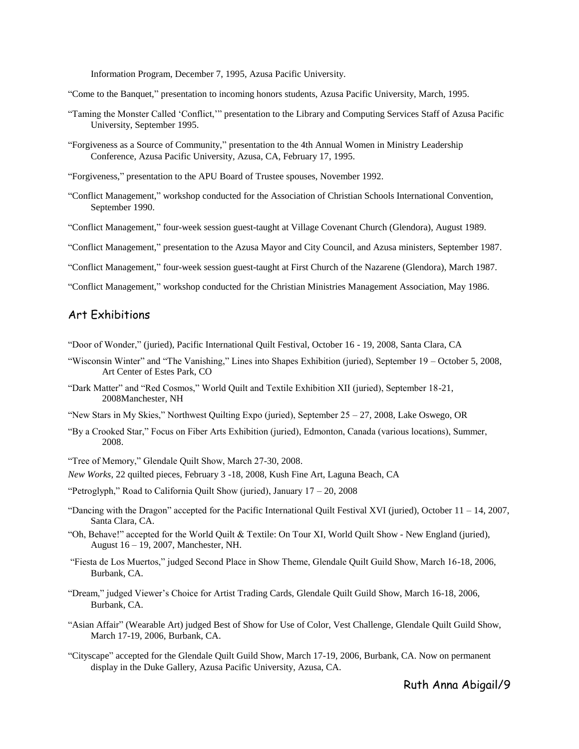Information Program, December 7, 1995, Azusa Pacific University.

"Come to the Banquet," presentation to incoming honors students, Azusa Pacific University, March, 1995.

"Taming the Monster Called 'Conflict,'" presentation to the Library and Computing Services Staff of Azusa Pacific University, September 1995.

"Forgiveness as a Source of Community," presentation to the 4th Annual Women in Ministry Leadership Conference, Azusa Pacific University, Azusa, CA, February 17, 1995.

"Forgiveness," presentation to the APU Board of Trustee spouses, November 1992.

"Conflict Management," workshop conducted for the Association of Christian Schools International Convention, September 1990.

"Conflict Management," four-week session guest-taught at Village Covenant Church (Glendora), August 1989.

"Conflict Management," presentation to the Azusa Mayor and City Council, and Azusa ministers, September 1987.

"Conflict Management," four-week session guest-taught at First Church of the Nazarene (Glendora), March 1987.

"Conflict Management," workshop conducted for the Christian Ministries Management Association, May 1986.

## Art Exhibitions

"Door of Wonder," (juried), Pacific International Quilt Festival, October 16 - 19, 2008, Santa Clara, CA

"Wisconsin Winter" and "The Vanishing," Lines into Shapes Exhibition (juried), September 19 – October 5, 2008, Art Center of Estes Park, CO

"Dark Matter" and "Red Cosmos," World Quilt and Textile Exhibition XII (juried), September 18-21, 2008Manchester, NH

"New Stars in My Skies," Northwest Quilting Expo (juried), September 25 – 27, 2008, Lake Oswego, OR

"By a Crooked Star," Focus on Fiber Arts Exhibition (juried), Edmonton, Canada (various locations), Summer, 2008.

"Tree of Memory," Glendale Quilt Show, March 27-30, 2008.

*New Works*, 22 quilted pieces, February 3 -18, 2008, Kush Fine Art, Laguna Beach, CA

"Petroglyph," Road to California Quilt Show (juried), January 17 – 20, 2008

"Dancing with the Dragon" accepted for the Pacific International Quilt Festival XVI (juried), October 11 – 14, 2007, Santa Clara, CA.

"Oh, Behave!" accepted for the World Quilt & Textile: On Tour XI, World Quilt Show - New England (juried), August 16 – 19, 2007, Manchester, NH.

"Fiesta de Los Muertos," judged Second Place in Show Theme, Glendale Quilt Guild Show, March 16-18, 2006, Burbank, CA.

"Dream," judged Viewer's Choice for Artist Trading Cards, Glendale Quilt Guild Show, March 16-18, 2006, Burbank, CA.

"Asian Affair" (Wearable Art) judged Best of Show for Use of Color, Vest Challenge, Glendale Quilt Guild Show, March 17-19, 2006, Burbank, CA.

"Cityscape" accepted for the Glendale Quilt Guild Show, March 17-19, 2006, Burbank, CA. Now on permanent display in the Duke Gallery, Azusa Pacific University, Azusa, CA.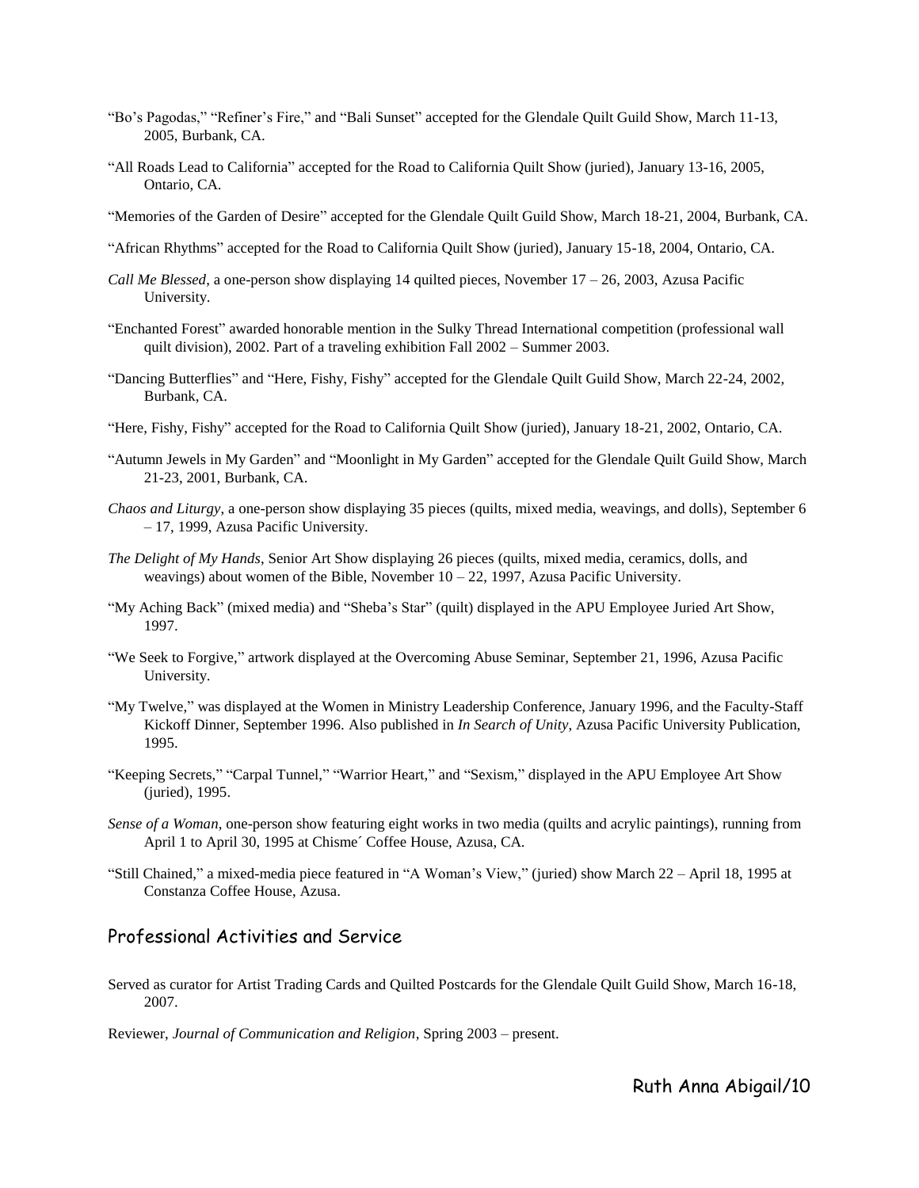"Bo's Pagodas," "Refiner's Fire," and "Bali Sunset" accepted for the Glendale Quilt Guild Show, March 11-13, 2005, Burbank, CA.

"All Roads Lead to California" accepted for the Road to California Quilt Show (juried), January 13-16, 2005, Ontario, CA.

"Memories of the Garden of Desire" accepted for the Glendale Quilt Guild Show, March 18-21, 2004, Burbank, CA.

"African Rhythms" accepted for the Road to California Quilt Show (juried), January 15-18, 2004, Ontario, CA.

*Call Me Blessed*, a one-person show displaying 14 quilted pieces, November 17 – 26, 2003, Azusa Pacific University.

"Enchanted Forest" awarded honorable mention in the Sulky Thread International competition (professional wall quilt division), 2002. Part of a traveling exhibition Fall 2002 – Summer 2003.

"Dancing Butterflies" and "Here, Fishy, Fishy" accepted for the Glendale Quilt Guild Show, March 22-24, 2002, Burbank, CA.

"Here, Fishy, Fishy" accepted for the Road to California Quilt Show (juried), January 18-21, 2002, Ontario, CA.

"Autumn Jewels in My Garden" and "Moonlight in My Garden" accepted for the Glendale Quilt Guild Show, March 21-23, 2001, Burbank, CA.

*Chaos and Liturgy*, a one-person show displaying 35 pieces (quilts, mixed media, weavings, and dolls), September 6 – 17, 1999, Azusa Pacific University.

*The Delight of My Hands*, Senior Art Show displaying 26 pieces (quilts, mixed media, ceramics, dolls, and weavings) about women of the Bible, November 10 – 22, 1997, Azusa Pacific University.

"My Aching Back" (mixed media) and "Sheba's Star" (quilt) displayed in the APU Employee Juried Art Show, 1997.

"We Seek to Forgive," artwork displayed at the Overcoming Abuse Seminar, September 21, 1996, Azusa Pacific University.

"My Twelve," was displayed at the Women in Ministry Leadership Conference, January 1996, and the Faculty-Staff Kickoff Dinner, September 1996. Also published in *In Search of Unity*, Azusa Pacific University Publication, 1995.

"Keeping Secrets," "Carpal Tunnel," "Warrior Heart," and "Sexism," displayed in the APU Employee Art Show (juried), 1995.

*Sense of a Woman*, one-person show featuring eight works in two media (quilts and acrylic paintings), running from April 1 to April 30, 1995 at Chisme´ Coffee House, Azusa, CA.

"Still Chained," a mixed-media piece featured in "A Woman's View," (juried) show March 22 – April 18, 1995 at Constanza Coffee House, Azusa.

## Professional Activities and Service

Served as curator for Artist Trading Cards and Quilted Postcards for the Glendale Quilt Guild Show, March 16-18, 2007.

Reviewer, *Journal of Communication and Religion*, Spring 2003 – present.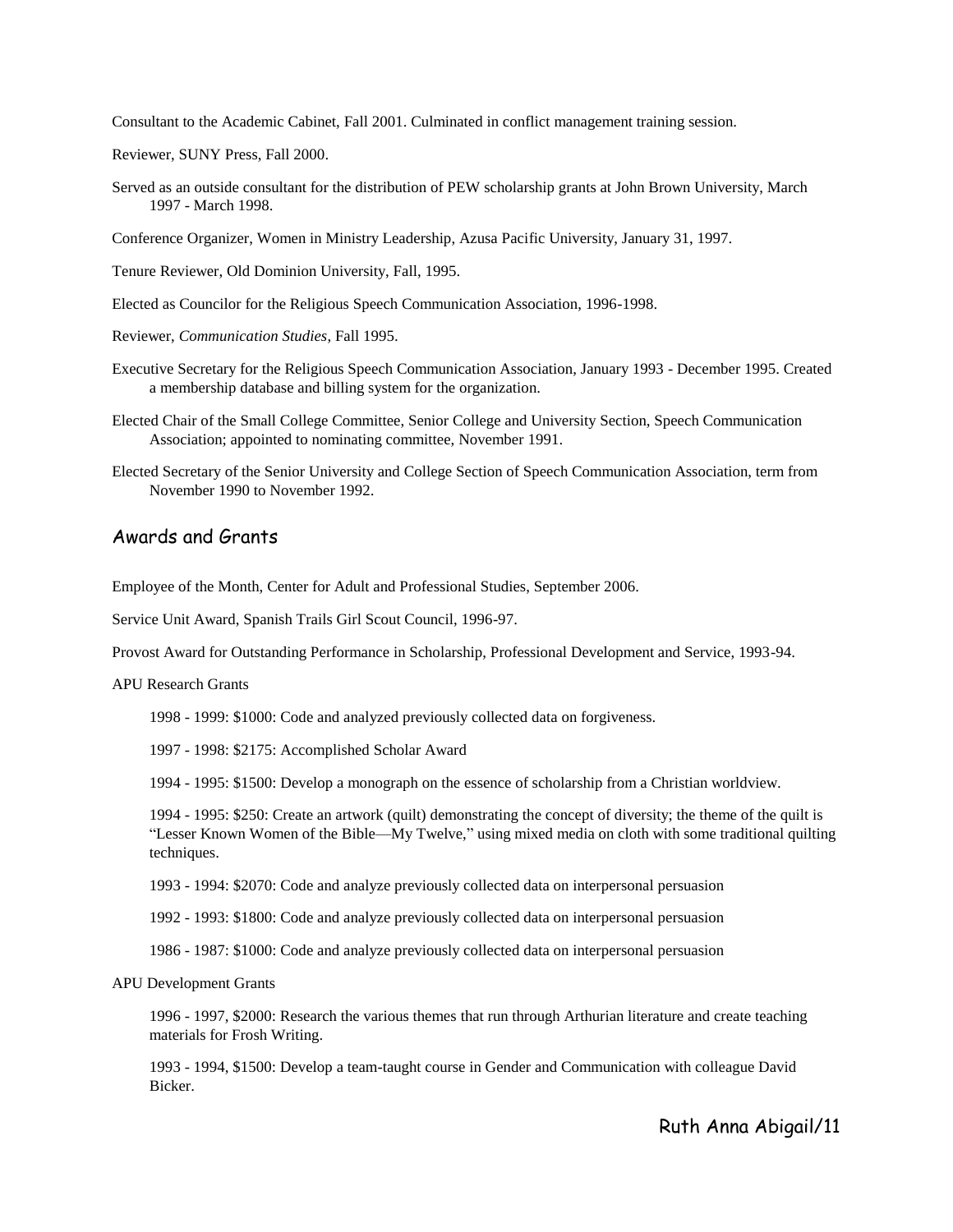Consultant to the Academic Cabinet, Fall 2001. Culminated in conflict management training session.

Reviewer, SUNY Press, Fall 2000.

Served as an outside consultant for the distribution of PEW scholarship grants at John Brown University, March 1997 - March 1998.

Conference Organizer, Women in Ministry Leadership, Azusa Pacific University, January 31, 1997.

Tenure Reviewer, Old Dominion University, Fall, 1995.

Elected as Councilor for the Religious Speech Communication Association, 1996-1998.

Reviewer, *Communication Studies*, Fall 1995.

Executive Secretary for the Religious Speech Communication Association, January 1993 - December 1995. Created a membership database and billing system for the organization.

Elected Chair of the Small College Committee, Senior College and University Section, Speech Communication Association; appointed to nominating committee, November 1991.

Elected Secretary of the Senior University and College Section of Speech Communication Association, term from November 1990 to November 1992.

## Awards and Grants

Employee of the Month, Center for Adult and Professional Studies, September 2006.

Service Unit Award, Spanish Trails Girl Scout Council, 1996-97.

Provost Award for Outstanding Performance in Scholarship, Professional Development and Service, 1993-94.

APU Research Grants

1998 - 1999: $1000: Code and analyzed previously collected data on forgiveness.

1997 - 1998: $2175: Accomplished Scholar Award

1994 - 1995: $1500: Develop a monograph on the essence of scholarship from a Christian worldview.

1994 - 1995: $250: Create an artwork (quilt) demonstrating the concept of diversity; the theme of the quilt is "Lesser Known Women of the Bible—My Twelve," using mixed media on cloth with some traditional quilting techniques.

1993 - 1994: $2070: Code and analyze previously collected data on interpersonal persuasion

1992 - 1993: $1800: Code and analyze previously collected data on interpersonal persuasion

1986 - 1987: $1000: Code and analyze previously collected data on interpersonal persuasion

APU Development Grants

1996 - 1997, $2000: Research the various themes that run through Arthurian literature and create teaching materials for Frosh Writing.

1993 - 1994, $1500: Develop a team-taught course in Gender and Communication with colleague David Bicker.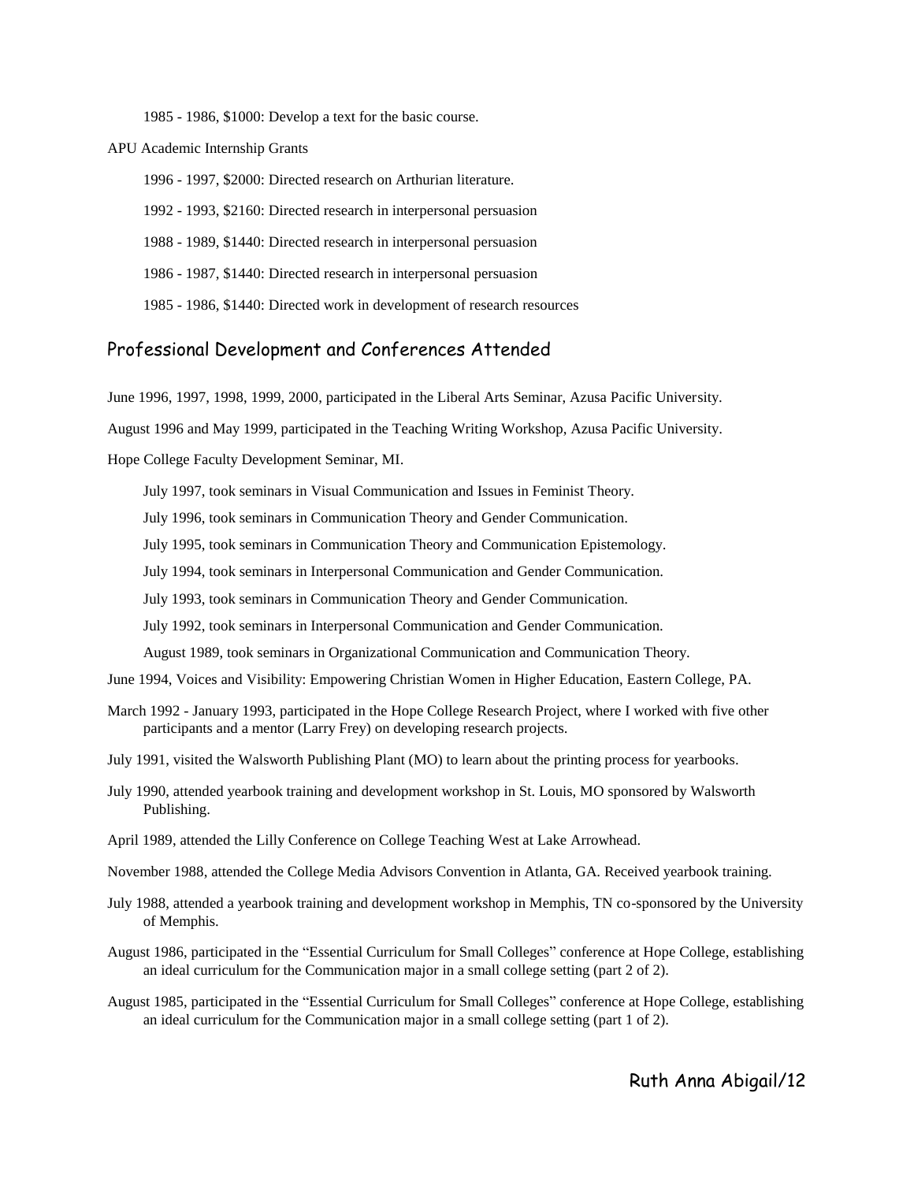1985 - 1986, $1000: Develop a text for the basic course.

APU Academic Internship Grants

- 1996 - 1997, $2000: Directed research on Arthurian literature.
- 1992 - 1993, $2160: Directed research in interpersonal persuasion
- 1988 - 1989, $1440: Directed research in interpersonal persuasion
- 1986 - 1987, $1440: Directed research in interpersonal persuasion
- 1985 - 1986, $1440: Directed work in development of research resources

## Professional Development and Conferences Attended

June 1996, 1997, 1998, 1999, 2000, participated in the Liberal Arts Seminar, Azusa Pacific University.

August 1996 and May 1999, participated in the Teaching Writing Workshop, Azusa Pacific University.

Hope College Faculty Development Seminar, MI.

- July 1997, took seminars in Visual Communication and Issues in Feminist Theory.
- July 1996, took seminars in Communication Theory and Gender Communication.
- July 1995, took seminars in Communication Theory and Communication Epistemology.
- July 1994, took seminars in Interpersonal Communication and Gender Communication.
- July 1993, took seminars in Communication Theory and Gender Communication.
- July 1992, took seminars in Interpersonal Communication and Gender Communication.
- August 1989, took seminars in Organizational Communication and Communication Theory.

June 1994, Voices and Visibility: Empowering Christian Women in Higher Education, Eastern College, PA.

March 1992 - January 1993, participated in the Hope College Research Project, where I worked with five other participants and a mentor (Larry Frey) on developing research projects.

July 1991, visited the Walsworth Publishing Plant (MO) to learn about the printing process for yearbooks.

July 1990, attended yearbook training and development workshop in St. Louis, MO sponsored by Walsworth Publishing.

April 1989, attended the Lilly Conference on College Teaching West at Lake Arrowhead.

November 1988, attended the College Media Advisors Convention in Atlanta, GA. Received yearbook training.

July 1988, attended a yearbook training and development workshop in Memphis, TN co-sponsored by the University of Memphis.

August 1986, participated in the "Essential Curriculum for Small Colleges" conference at Hope College, establishing an ideal curriculum for the Communication major in a small college setting (part 2 of 2).

August 1985, participated in the "Essential Curriculum for Small Colleges" conference at Hope College, establishing an ideal curriculum for the Communication major in a small college setting (part 1 of 2).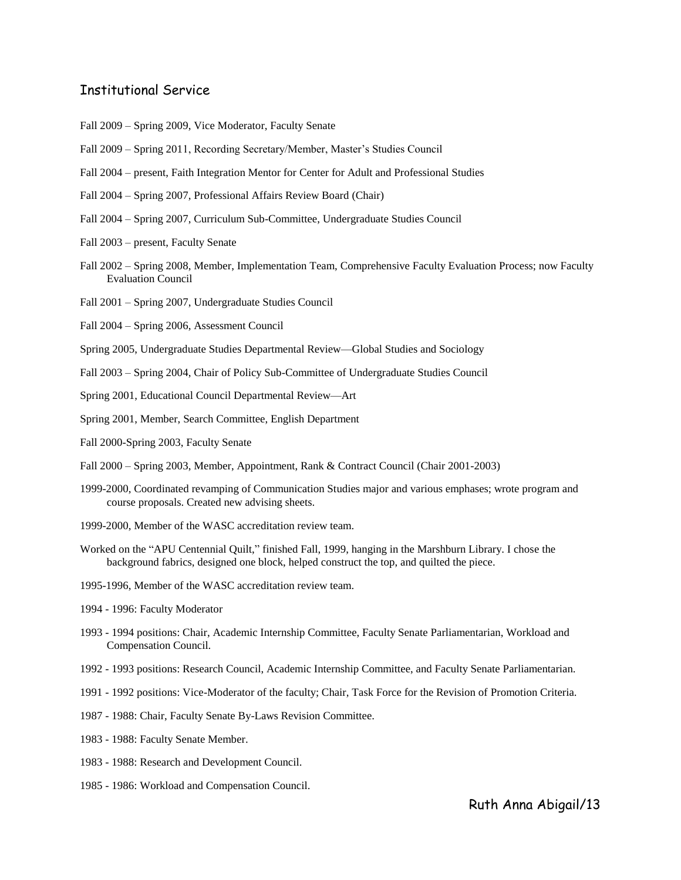## Institutional Service

Fall 2009 – Spring 2009, Vice Moderator, Faculty Senate

Fall 2009 – Spring 2011, Recording Secretary/Member, Master's Studies Council

Fall 2004 – present, Faith Integration Mentor for Center for Adult and Professional Studies

Fall 2004 – Spring 2007, Professional Affairs Review Board (Chair)

Fall 2004 – Spring 2007, Curriculum Sub-Committee, Undergraduate Studies Council

Fall 2003 – present, Faculty Senate

Fall 2002 – Spring 2008, Member, Implementation Team, Comprehensive Faculty Evaluation Process; now Faculty Evaluation Council

Fall 2001 – Spring 2007, Undergraduate Studies Council

Fall 2004 – Spring 2006, Assessment Council

Spring 2005, Undergraduate Studies Departmental Review—Global Studies and Sociology

Fall 2003 – Spring 2004, Chair of Policy Sub-Committee of Undergraduate Studies Council

Spring 2001, Educational Council Departmental Review—Art

Spring 2001, Member, Search Committee, English Department

Fall 2000-Spring 2003, Faculty Senate

Fall 2000 – Spring 2003, Member, Appointment, Rank & Contract Council (Chair 2001-2003)

1999-2000, Coordinated revamping of Communication Studies major and various emphases; wrote program and course proposals. Created new advising sheets.

1999-2000, Member of the WASC accreditation review team.

Worked on the "APU Centennial Quilt," finished Fall, 1999, hanging in the Marshburn Library. I chose the background fabrics, designed one block, helped construct the top, and quilted the piece.

1995-1996, Member of the WASC accreditation review team.

1994 - 1996: Faculty Moderator

1993 - 1994 positions: Chair, Academic Internship Committee, Faculty Senate Parliamentarian, Workload and Compensation Council.

1992 - 1993 positions: Research Council, Academic Internship Committee, and Faculty Senate Parliamentarian.

1991 - 1992 positions: Vice-Moderator of the faculty; Chair, Task Force for the Revision of Promotion Criteria.

1987 - 1988: Chair, Faculty Senate By-Laws Revision Committee.

1983 - 1988: Faculty Senate Member.

1983 - 1988: Research and Development Council.

1985 - 1986: Workload and Compensation Council.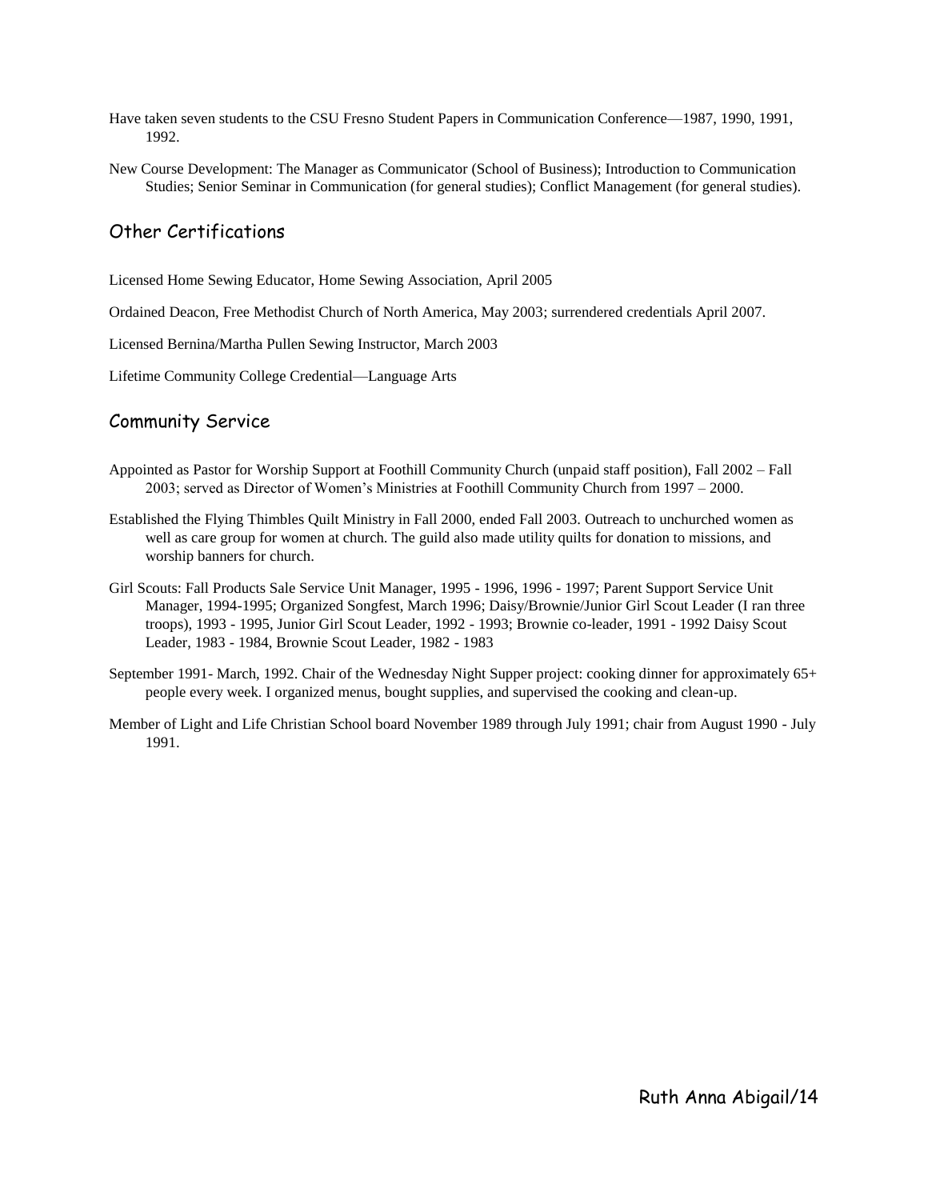Have taken seven students to the CSU Fresno Student Papers in Communication Conference—1987, 1990, 1991, 1992.

New Course Development: The Manager as Communicator (School of Business); Introduction to Communication Studies; Senior Seminar in Communication (for general studies); Conflict Management (for general studies).

## Other Certifications

Licensed Home Sewing Educator, Home Sewing Association, April 2005

Ordained Deacon, Free Methodist Church of North America, May 2003; surrendered credentials April 2007.

Licensed Bernina/Martha Pullen Sewing Instructor, March 2003

Lifetime Community College Credential—Language Arts

## Community Service

Appointed as Pastor for Worship Support at Foothill Community Church (unpaid staff position), Fall 2002 – Fall 2003; served as Director of Women's Ministries at Foothill Community Church from 1997 – 2000.

Established the Flying Thimbles Quilt Ministry in Fall 2000, ended Fall 2003. Outreach to unchurched women as well as care group for women at church. The guild also made utility quilts for donation to missions, and worship banners for church.

Girl Scouts: Fall Products Sale Service Unit Manager, 1995 - 1996, 1996 - 1997; Parent Support Service Unit Manager, 1994-1995; Organized Songfest, March 1996; Daisy/Brownie/Junior Girl Scout Leader (I ran three troops), 1993 - 1995, Junior Girl Scout Leader, 1992 - 1993; Brownie co-leader, 1991 - 1992 Daisy Scout Leader, 1983 - 1984, Brownie Scout Leader, 1982 - 1983

September 1991- March, 1992. Chair of the Wednesday Night Supper project: cooking dinner for approximately 65+ people every week. I organized menus, bought supplies, and supervised the cooking and clean-up.

Member of Light and Life Christian School board November 1989 through July 1991; chair from August 1990 - July 1991.